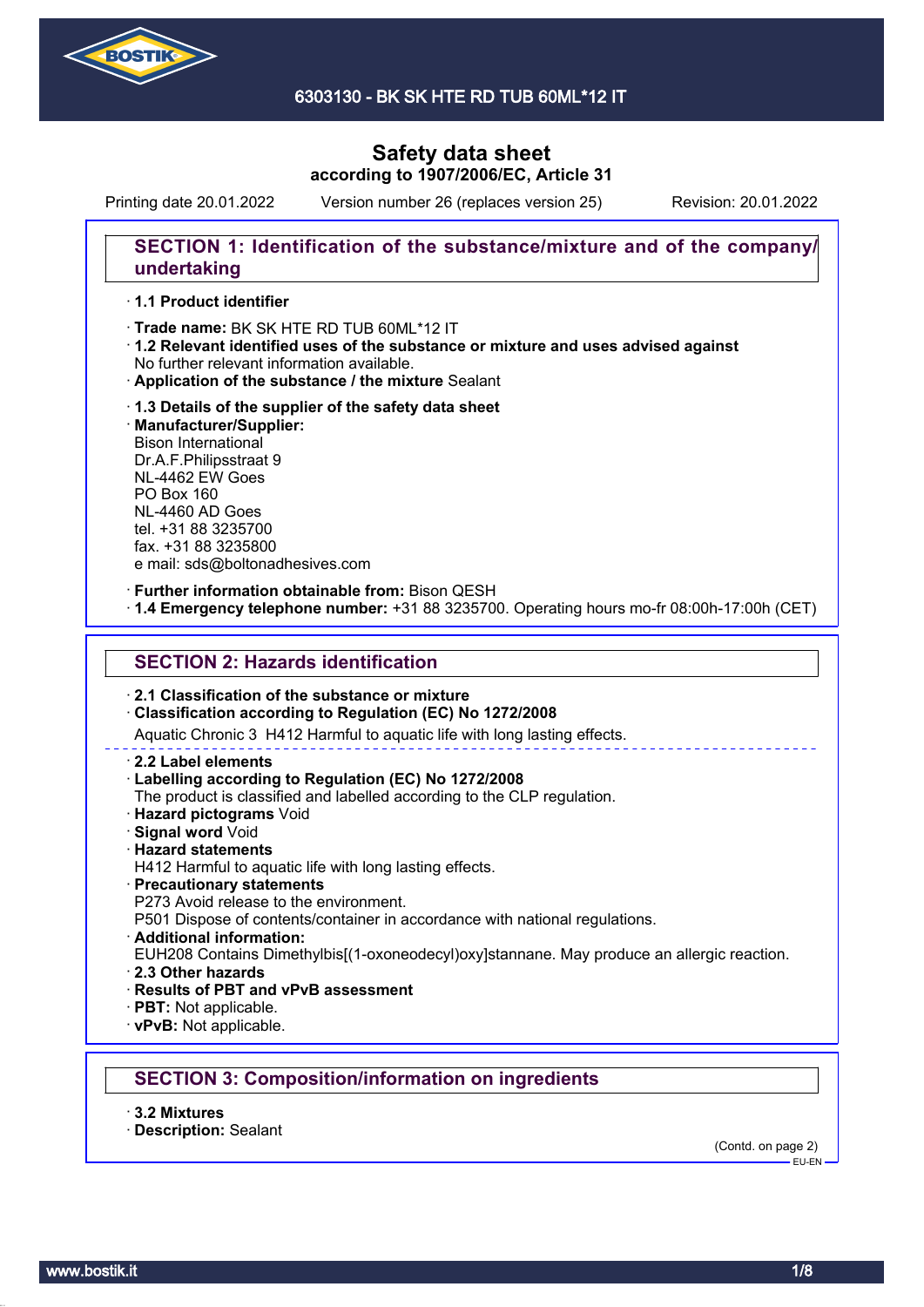6303130 - BK SK HTE RD TUB 60ML*12 IT

# Safety data sheet
**according to 1907/2006/EC, Article 31**

Printing date 20.01.2022 Version number 26 (replaces version 25) Revision: 20.01.2022

## SECTION 1: Identification of the substance/mixture and of the company/undertaking

· **1.1 Product identifier**

· **Trade name:** BK SK HTE RD TUB 60ML*12 IT
· **1.2 Relevant identified uses of the substance or mixture and uses advised against**
No further relevant information available.
· **Application of the substance / the mixture** Sealant

· **1.3 Details of the supplier of the safety data sheet**
· **Manufacturer/Supplier:**
Bison International
Dr.A.F.Philipsstraat 9
NL-4462 EW Goes
PO Box 160
NL-4460 AD Goes
tel. +31 88 3235700
fax. +31 88 3235800
e mail: sds@boltonadhesives.com

· **Further information obtainable from:** Bison QESH
· **1.4 Emergency telephone number:** +31 88 3235700. Operating hours mo-fr 08:00h-17:00h (CET)

## SECTION 2: Hazards identification

· **2.1 Classification of the substance or mixture**
· **Classification according to Regulation (EC) No 1272/2008**
Aquatic Chronic 3 H412 Harmful to aquatic life with long lasting effects.

· **2.2 Label elements**
· **Labelling according to Regulation (EC) No 1272/2008**
The product is classified and labelled according to the CLP regulation.
· **Hazard pictograms** Void
· **Signal word** Void
· **Hazard statements**
H412 Harmful to aquatic life with long lasting effects.
· **Precautionary statements**
P273 Avoid release to the environment.
P501 Dispose of contents/container in accordance with national regulations.
· **Additional information:**
EUH208 Contains Dimethylbis[(1-oxoneodecyl)oxy]stannane. May produce an allergic reaction.
· **2.3 Other hazards**
· **Results of PBT and vPvB assessment**
· **PBT:** Not applicable.
· **vPvB:** Not applicable.

## SECTION 3: Composition/information on ingredients

· **3.2 Mixtures**
· **Description:** Sealant

(Contd. on page 2)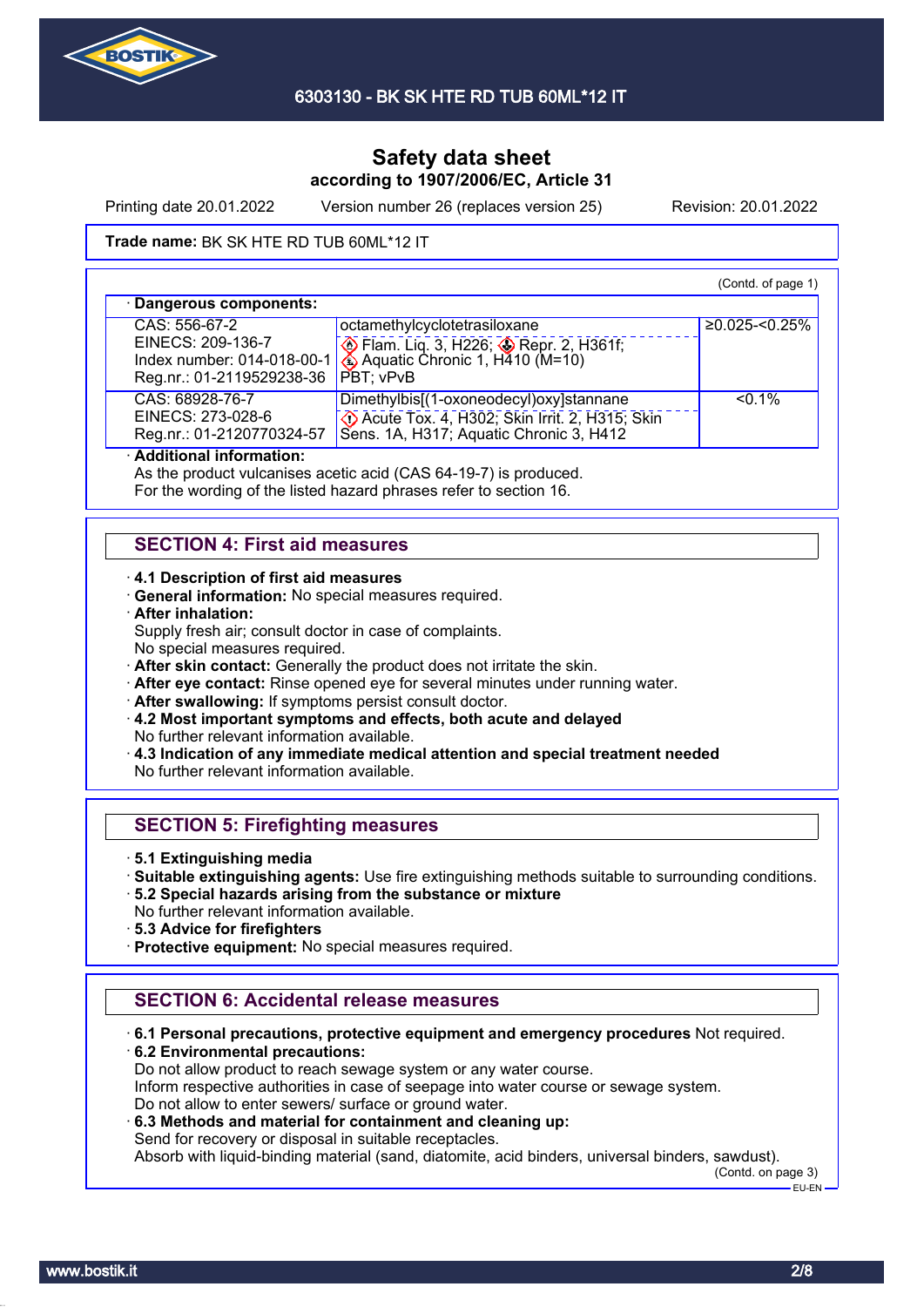# Safety data sheet
## according to 1907/2006/EC, Article 31

Printing date 20.01.2022 Version number 26 (replaces version 25) Revision: 20.01.2022

**Trade name:** BK SK HTE RD TUB 60ML*12 IT

(Contd. of page 1)

· **Dangerous components:**

| | | |
|---|---|---|
| CAS: 556-67-2<br>EINECS: 209-136-7<br>Index number: 014-018-00-1<br>Reg.nr.: 01-2119529238-36 | octamethylcyclotetrasiloxane<br>Flam. Liq. 3, H226; Repr. 2, H361f; Aquatic Chronic 1, H410 (M=10)<br>PBT; vPvB | ≥0.025-<0.25% |
| CAS: 68928-76-7<br>EINECS: 273-028-6<br>Reg.nr.: 01-2120770324-57 | Dimethylbis[(1-oxoneodecyl)oxy]stannane<br>Acute Tox. 4, H302; Skin Irrit. 2, H315; Skin Sens. 1A, H317; Aquatic Chronic 3, H412 | <0.1% |

· **Additional information:**
As the product vulcanises acetic acid (CAS 64-19-7) is produced.
For the wording of the listed hazard phrases refer to section 16.

## SECTION 4: First aid measures

· **4.1 Description of first aid measures**
· **General information:** No special measures required.
· **After inhalation:**
Supply fresh air; consult doctor in case of complaints.
No special measures required.
· **After skin contact:** Generally the product does not irritate the skin.
· **After eye contact:** Rinse opened eye for several minutes under running water.
· **After swallowing:** If symptoms persist consult doctor.
· **4.2 Most important symptoms and effects, both acute and delayed**
No further relevant information available.
· **4.3 Indication of any immediate medical attention and special treatment needed**
No further relevant information available.

## SECTION 5: Firefighting measures

· **5.1 Extinguishing media**
· **Suitable extinguishing agents:** Use fire extinguishing methods suitable to surrounding conditions.
· **5.2 Special hazards arising from the substance or mixture**
No further relevant information available.
· **5.3 Advice for firefighters**
· **Protective equipment:** No special measures required.

## SECTION 6: Accidental release measures

· **6.1 Personal precautions, protective equipment and emergency procedures** Not required.
· **6.2 Environmental precautions:**
Do not allow product to reach sewage system or any water course.
Inform respective authorities in case of seepage into water course or sewage system.
Do not allow to enter sewers/ surface or ground water.
· **6.3 Methods and material for containment and cleaning up:**
Send for recovery or disposal in suitable receptacles.
Absorb with liquid-binding material (sand, diatomite, acid binders, universal binders, sawdust).

(Contd. on page 3)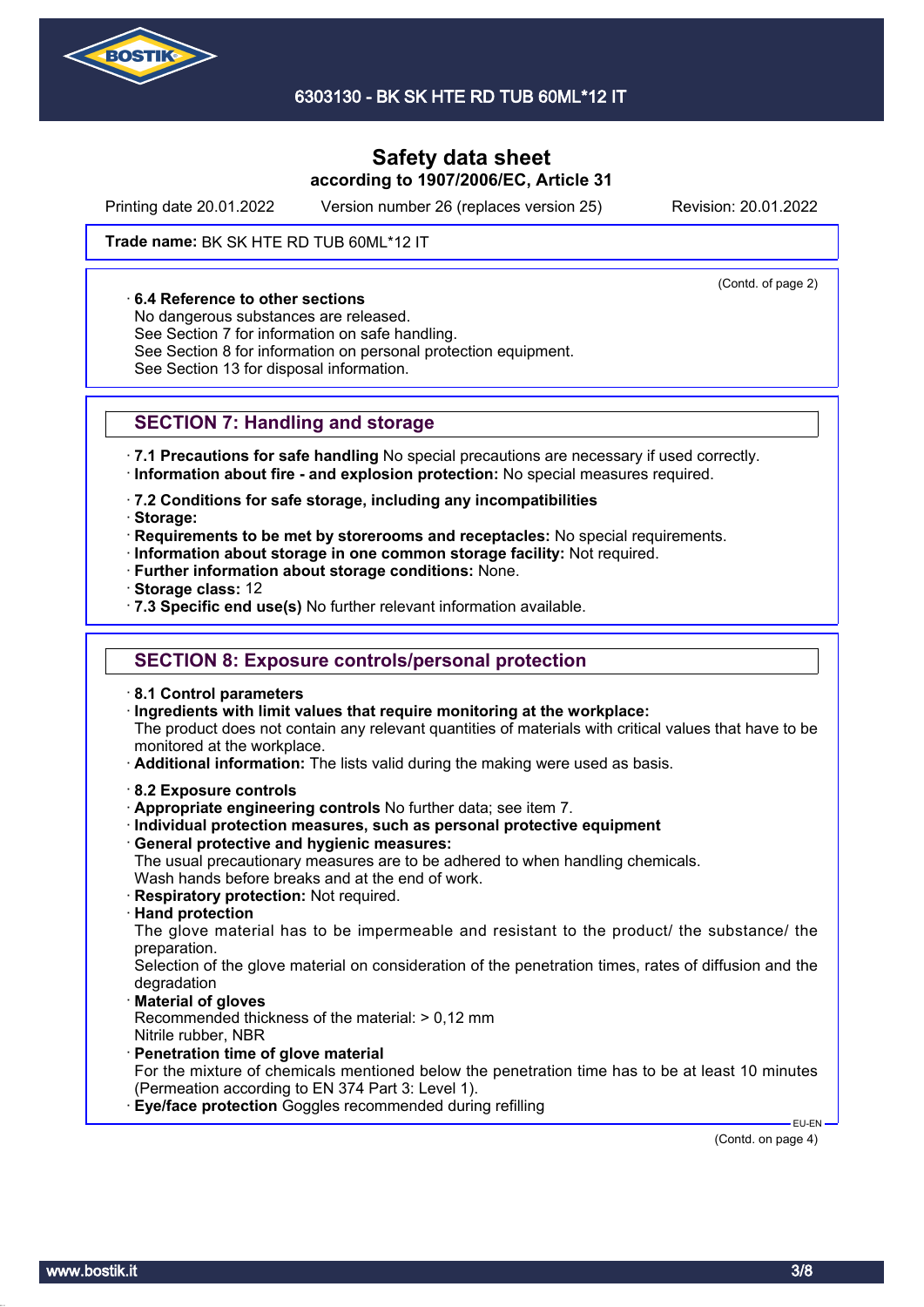**Safety data sheet**
**according to 1907/2006/EC, Article 31**

Printing date 20.01.2022 Version number 26 (replaces version 25) Revision: 20.01.2022

**Trade name:** BK SK HTE RD TUB 60ML*12 IT

(Contd. of page 2)

· **6.4 Reference to other sections**
No dangerous substances are released.
See Section 7 for information on safe handling.
See Section 8 for information on personal protection equipment.
See Section 13 for disposal information.

## SECTION 7: Handling and storage

· **7.1 Precautions for safe handling** No special precautions are necessary if used correctly.
· **Information about fire - and explosion protection:** No special measures required.

· **7.2 Conditions for safe storage, including any incompatibilities**
· **Storage:**
· **Requirements to be met by storerooms and receptacles:** No special requirements.
· **Information about storage in one common storage facility:** Not required.
· **Further information about storage conditions:** None.
· **Storage class:** 12
· **7.3 Specific end use(s)** No further relevant information available.

## SECTION 8: Exposure controls/personal protection

· **8.1 Control parameters**
· **Ingredients with limit values that require monitoring at the workplace:**
The product does not contain any relevant quantities of materials with critical values that have to be monitored at the workplace.
· **Additional information:** The lists valid during the making were used as basis.

· **8.2 Exposure controls**
· **Appropriate engineering controls** No further data; see item 7.
· **Individual protection measures, such as personal protective equipment**
· **General protective and hygienic measures:**
The usual precautionary measures are to be adhered to when handling chemicals.
Wash hands before breaks and at the end of work.
· **Respiratory protection:** Not required.
· **Hand protection**
The glove material has to be impermeable and resistant to the product/ the substance/ the preparation.
Selection of the glove material on consideration of the penetration times, rates of diffusion and the degradation
· **Material of gloves**
Recommended thickness of the material: > 0,12 mm
Nitrile rubber, NBR
· **Penetration time of glove material**
For the mixture of chemicals mentioned below the penetration time has to be at least 10 minutes (Permeation according to EN 374 Part 3: Level 1).
· **Eye/face protection** Goggles recommended during refilling

EU-EN

(Contd. on page 4)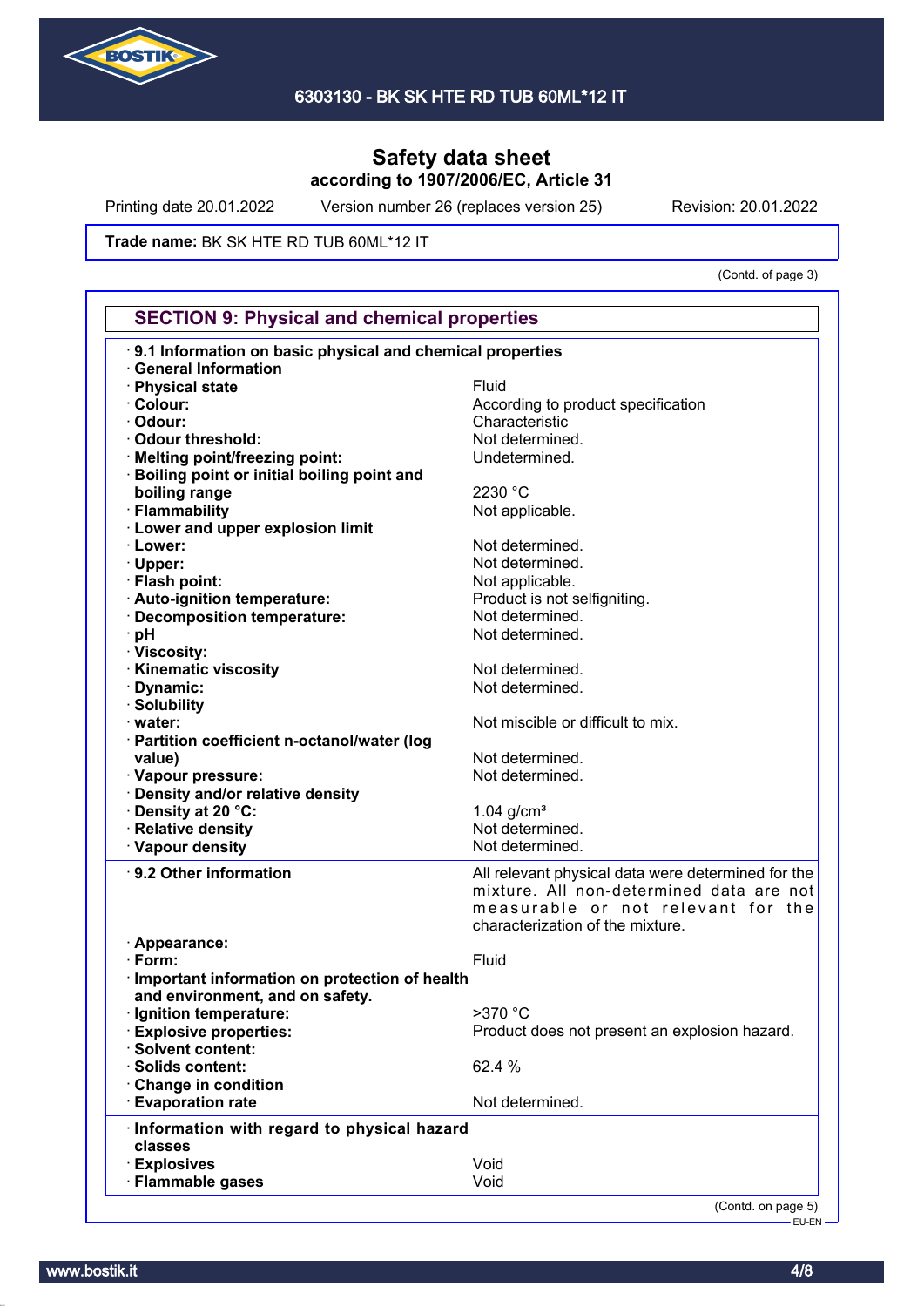# Safety data sheet
**according to 1907/2006/EC, Article 31**

Printing date 20.01.2022 Version number 26 (replaces version 25) Revision: 20.01.2022

**Trade name:** BK SK HTE RD TUB 60ML*12 IT

(Contd. of page 3)

## SECTION 9: Physical and chemical properties

| | |
|---|---|
| **· 9.1 Information on basic physical and chemical properties** | |
| **· General Information** | |
| **· Physical state** | Fluid |
| **· Colour:** | According to product specification |
| **· Odour:** | Characteristic |
| **· Odour threshold:** | Not determined. |
| **· Melting point/freezing point:** | Undetermined. |
| **· Boiling point or initial boiling point and boiling range** | 2230 °C |
| **· Flammability** | Not applicable. |
| **· Lower and upper explosion limit** | |
| **· Lower:** | Not determined. |
| **· Upper:** | Not determined. |
| **· Flash point:** | Not applicable. |
| **· Auto-ignition temperature:** | Product is not selfigniting. |
| **· Decomposition temperature:** | Not determined. |
| **· pH** | Not determined. |
| **· Viscosity:** | |
| **· Kinematic viscosity** | Not determined. |
| **· Dynamic:** | Not determined. |
| **· Solubility** | |
| **· water:** | Not miscible or difficult to mix. |
| **· Partition coefficient n-octanol/water (log value)** | Not determined. |
| **· Vapour pressure:** | Not determined. |
| **· Density and/or relative density** | |
| **· Density at 20 °C:** | 1.04 g/cm³ |
| **· Relative density** | Not determined. |
| **· Vapour density** | Not determined. |
| **· 9.2 Other information** | All relevant physical data were determined for the mixture. All non-determined data are not measurable or not relevant for the characterization of the mixture. |
| **· Appearance:** | |
| **· Form:** | Fluid |
| **· Important information on protection of health and environment, and on safety.** | |
| **· Ignition temperature:** | >370 °C |
| **· Explosive properties:** | Product does not present an explosion hazard. |
| **· Solvent content:** | |
| **· Solids content:** | 62.4 % |
| **· Change in condition** | |
| **· Evaporation rate** | Not determined. |
| **· Information with regard to physical hazard classes** | |
| **· Explosives** | Void |
| **· Flammable gases** | Void |

(Contd. on page 5)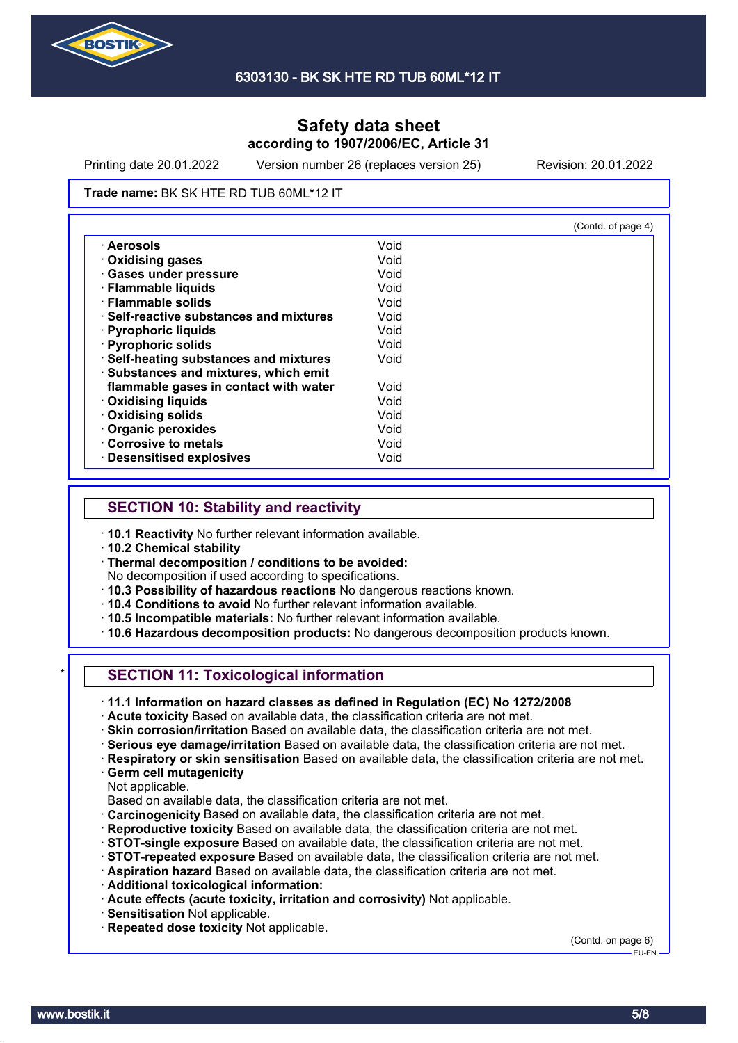Printing date 20.01.2022 Version number 26 (replaces version 25) Revision: 20.01.2022

**Trade name:** BK SK HTE RD TUB 60ML*12 IT

(Contd. of page 4)

| | |
|---|---|
| · **Aerosols** | Void |
| · **Oxidising gases** | Void |
| · **Gases under pressure** | Void |
| · **Flammable liquids** | Void |
| · **Flammable solids** | Void |
| · **Self-reactive substances and mixtures** | Void |
| · **Pyrophoric liquids** | Void |
| · **Pyrophoric solids** | Void |
| · **Self-heating substances and mixtures** | Void |
| · **Substances and mixtures, which emit flammable gases in contact with water** | Void |
| · **Oxidising liquids** | Void |
| · **Oxidising solids** | Void |
| · **Organic peroxides** | Void |
| · **Corrosive to metals** | Void |
| · **Desensitised explosives** | Void |

## SECTION 10: Stability and reactivity

· **10.1 Reactivity** No further relevant information available.
· **10.2 Chemical stability**
· **Thermal decomposition / conditions to be avoided:**
No decomposition if used according to specifications.
· **10.3 Possibility of hazardous reactions** No dangerous reactions known.
· **10.4 Conditions to avoid** No further relevant information available.
· **10.5 Incompatible materials:** No further relevant information available.
· **10.6 Hazardous decomposition products:** No dangerous decomposition products known.

\* 

## SECTION 11: Toxicological information

· **11.1 Information on hazard classes as defined in Regulation (EC) No 1272/2008**
· **Acute toxicity** Based on available data, the classification criteria are not met.
· **Skin corrosion/irritation** Based on available data, the classification criteria are not met.
· **Serious eye damage/irritation** Based on available data, the classification criteria are not met.
· **Respiratory or skin sensitisation** Based on available data, the classification criteria are not met.
· **Germ cell mutagenicity**
Not applicable.
Based on available data, the classification criteria are not met.
· **Carcinogenicity** Based on available data, the classification criteria are not met.
· **Reproductive toxicity** Based on available data, the classification criteria are not met.
· **STOT-single exposure** Based on available data, the classification criteria are not met.
· **STOT-repeated exposure** Based on available data, the classification criteria are not met.
· **Aspiration hazard** Based on available data, the classification criteria are not met.
· **Additional toxicological information:**
· **Acute effects (acute toxicity, irritation and corrosivity)** Not applicable.
· **Sensitisation** Not applicable.
· **Repeated dose toxicity** Not applicable.

(Contd. on page 6)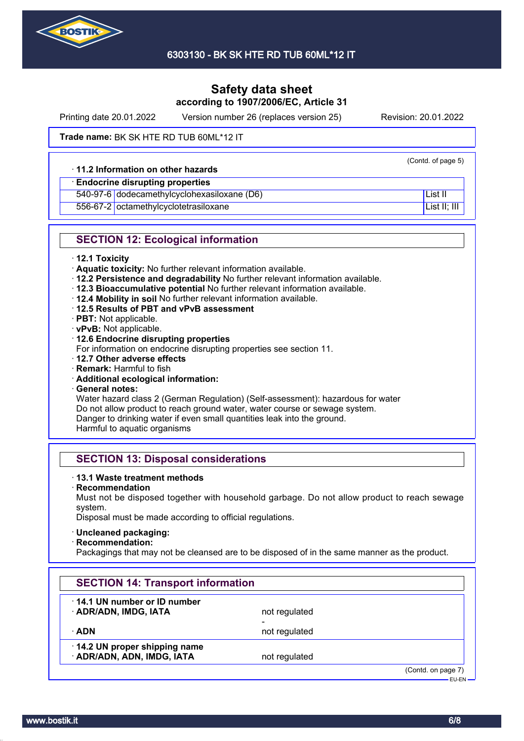# Safety data sheet
according to 1907/2006/EC, Article 31

Printing date 20.01.2022 | Version number 26 (replaces version 25) | Revision: 20.01.2022

**Trade name:** BK SK HTE RD TUB 60ML*12 IT

(Contd. of page 5)

· **11.2 Information on other hazards**

| · **Endocrine disrupting properties** | | |
|---|---|---|
| 540-97-6 | dodecamethylcyclohexasiloxane (D6) | List II |
| 556-67-2 | octamethylcyclotetrasiloxane | List II; III |

## SECTION 12: Ecological information

· **12.1 Toxicity**
· **Aquatic toxicity:** No further relevant information available.
· **12.2 Persistence and degradability** No further relevant information available.
· **12.3 Bioaccumulative potential** No further relevant information available.
· **12.4 Mobility in soil** No further relevant information available.
· **12.5 Results of PBT and vPvB assessment**
· **PBT:** Not applicable.
· **vPvB:** Not applicable.
· **12.6 Endocrine disrupting properties**
For information on endocrine disrupting properties see section 11.
· **12.7 Other adverse effects**
· **Remark:** Harmful to fish
· **Additional ecological information:**
· **General notes:**
Water hazard class 2 (German Regulation) (Self-assessment): hazardous for water
Do not allow product to reach ground water, water course or sewage system.
Danger to drinking water if even small quantities leak into the ground.
Harmful to aquatic organisms

## SECTION 13: Disposal considerations

· **13.1 Waste treatment methods**
· **Recommendation**
Must not be disposed together with household garbage. Do not allow product to reach sewage system.
Disposal must be made according to official regulations.

· **Uncleaned packaging:**
· **Recommendation:**
Packagings that may not be cleansed are to be disposed of in the same manner as the product.

## SECTION 14: Transport information

| · **14.1 UN number or ID number** | |
|---|---|
| · **ADR/ADN, IMDG, IATA** | not regulated |
| | - |
| · **ADN** | not regulated |
| · **14.2 UN proper shipping name** | |
| · **ADR/ADN, ADN, IMDG, IATA** | not regulated |

(Contd. on page 7)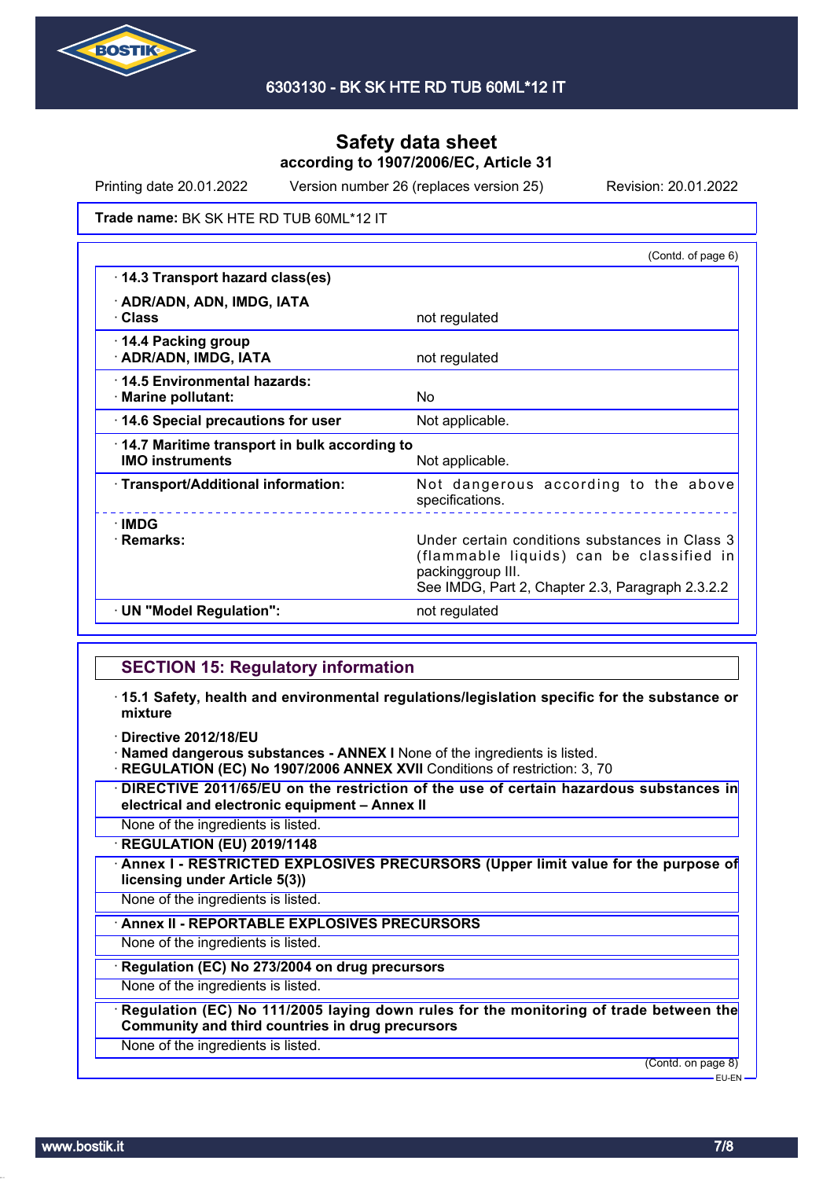# Safety data sheet
**according to 1907/2006/EC, Article 31**

Printing date 20.01.2022 | Version number 26 (replaces version 25) | Revision: 20.01.2022

**Trade name:** BK SK HTE RD TUB 60ML*12 IT

(Contd. of page 6)

| | |
|---|---|
| · **14.3 Transport hazard class(es)** | |
| · **ADR/ADN, ADN, IMDG, IATA** · **Class** | not regulated |
| · **14.4 Packing group** · **ADR/ADN, IMDG, IATA** | not regulated |
| · **14.5 Environmental hazards:** · **Marine pollutant:** | No |
| · **14.6 Special precautions for user** | Not applicable. |
| · **14.7 Maritime transport in bulk according to IMO instruments** | Not applicable. |
| · **Transport/Additional information:** | Not dangerous according to the above specifications. |
| · **IMDG** · **Remarks:** | Under certain conditions substances in Class 3 (flammable liquids) can be classified in packinggroup III. See IMDG, Part 2, Chapter 2.3, Paragraph 2.3.2.2 |
| · **UN "Model Regulation":** | not regulated |

## SECTION 15: Regulatory information

· **15.1 Safety, health and environmental regulations/legislation specific for the substance or mixture**

· **Directive 2012/18/EU**
· **Named dangerous substances - ANNEX I** None of the ingredients is listed.
· **REGULATION (EC) No 1907/2006 ANNEX XVII** Conditions of restriction: 3, 70

· **DIRECTIVE 2011/65/EU on the restriction of the use of certain hazardous substances in electrical and electronic equipment – Annex II**
None of the ingredients is listed.

· **REGULATION (EU) 2019/1148**

· **Annex I - RESTRICTED EXPLOSIVES PRECURSORS (Upper limit value for the purpose of licensing under Article 5(3))**
None of the ingredients is listed.

· **Annex II - REPORTABLE EXPLOSIVES PRECURSORS**
None of the ingredients is listed.

· **Regulation (EC) No 273/2004 on drug precursors**
None of the ingredients is listed.

· **Regulation (EC) No 111/2005 laying down rules for the monitoring of trade between the Community and third countries in drug precursors**
None of the ingredients is listed.

(Contd. on page 8)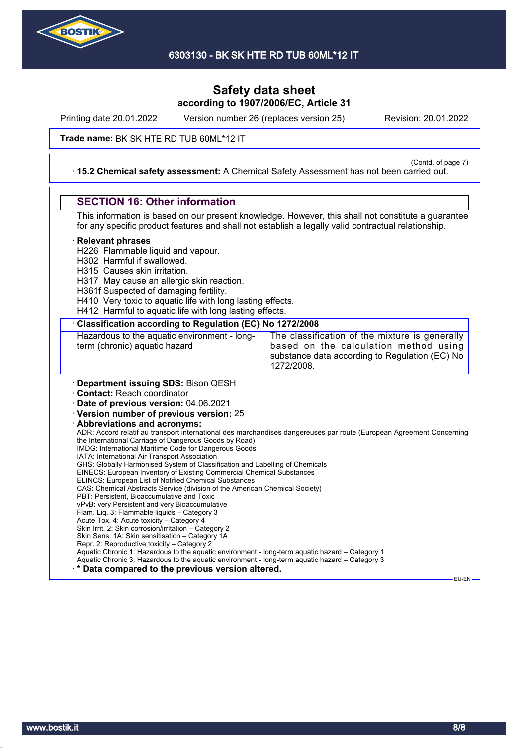# Safety data sheet
## according to 1907/2006/EC, Article 31

Printing date 20.01.2022    Version number 26 (replaces version 25)    Revision: 20.01.2022

**Trade name:** BK SK HTE RD TUB 60ML*12 IT

(Contd. of page 7)

· **15.2 Chemical safety assessment:** A Chemical Safety Assessment has not been carried out.

## SECTION 16: Other information

This information is based on our present knowledge. However, this shall not constitute a guarantee for any specific product features and shall not establish a legally valid contractual relationship.

· **Relevant phrases**

H226 Flammable liquid and vapour.
H302 Harmful if swallowed.
H315 Causes skin irritation.
H317 May cause an allergic skin reaction.
H361f Suspected of damaging fertility.
H410 Very toxic to aquatic life with long lasting effects.
H412 Harmful to aquatic life with long lasting effects.

· **Classification according to Regulation (EC) No 1272/2008**

| | |
|---|---|
| Hazardous to the aquatic environment - long-term (chronic) aquatic hazard | The classification of the mixture is generally based on the calculation method using substance data according to Regulation (EC) No 1272/2008. |

· **Department issuing SDS:** Bison QESH
· **Contact:** Reach coordinator
· **Date of previous version:** 04.06.2021
· **Version number of previous version:** 25
· **Abbreviations and acronyms:**

ADR: Accord relatif au transport international des marchandises dangereuses par route (European Agreement Concerning the International Carriage of Dangerous Goods by Road)
IMDG: International Maritime Code for Dangerous Goods
IATA: International Air Transport Association
GHS: Globally Harmonised System of Classification and Labelling of Chemicals
EINECS: European Inventory of Existing Commercial Chemical Substances
ELINCS: European List of Notified Chemical Substances
CAS: Chemical Abstracts Service (division of the American Chemical Society)
PBT: Persistent, Bioaccumulative and Toxic
vPvB: very Persistent and very Bioaccumulative
Flam. Liq. 3: Flammable liquids – Category 3
Acute Tox. 4: Acute toxicity – Category 4
Skin Irrit. 2: Skin corrosion/irritation – Category 2
Skin Sens. 1A: Skin sensitisation – Category 1A
Repr. 2: Reproductive toxicity – Category 2
Aquatic Chronic 1: Hazardous to the aquatic environment - long-term aquatic hazard – Category 1
Aquatic Chronic 3: Hazardous to the aquatic environment - long-term aquatic hazard – Category 3

· **\* Data compared to the previous version altered.**

EU-EN